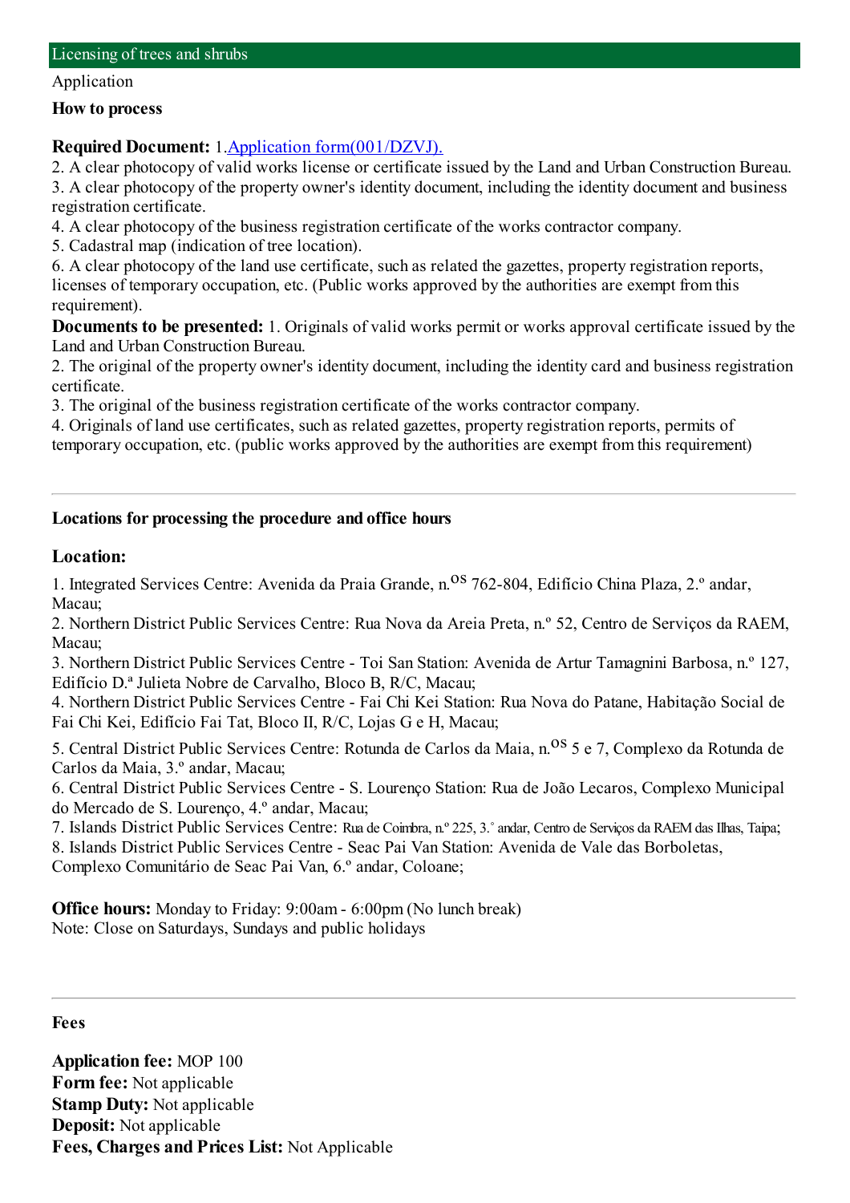## Licensing of trees and shrubs

Application

### How to process

**Required Document:** 1.[Application form(001/DZVJ).]()
2. A clear photocopy of valid works license or certificate issued by the Land and Urban Construction Bureau.
3. A clear photocopy of the property owner's identity document, including the identity document and business registration certificate.
4. A clear photocopy of the business registration certificate of the works contractor company.
5. Cadastral map (indication of tree location).
6. A clear photocopy of the land use certificate, such as related the gazettes, property registration reports, licenses of temporary occupation, etc. (Public works approved by the authorities are exempt from this requirement).

**Documents to be presented:** 1. Originals of valid works permit or works approval certificate issued by the Land and Urban Construction Bureau.
2. The original of the property owner's identity document, including the identity card and business registration certificate.
3. The original of the business registration certificate of the works contractor company.
4. Originals of land use certificates, such as related gazettes, property registration reports, permits of temporary occupation, etc. (public works approved by the authorities are exempt from this requirement)

---

### Locations for processing the procedure and office hours

**Location:**

1. Integrated Services Centre: Avenida da Praia Grande, n.$^{os}$ 762-804, Edifício China Plaza, 2.º andar, Macau;
2. Northern District Public Services Centre: Rua Nova da Areia Preta, n.º 52, Centro de Serviços da RAEM, Macau;
3. Northern District Public Services Centre - Toi San Station: Avenida de Artur Tamagnini Barbosa, n.º 127, Edifício D.ª Julieta Nobre de Carvalho, Bloco B, R/C, Macau;
4. Northern District Public Services Centre - Fai Chi Kei Station: Rua Nova do Patane, Habitação Social de Fai Chi Kei, Edifício Fai Tat, Bloco II, R/C, Lojas G e H, Macau;
5. Central District Public Services Centre: Rotunda de Carlos da Maia, n.$^{os}$ 5 e 7, Complexo da Rotunda de Carlos da Maia, 3.º andar, Macau;
6. Central District Public Services Centre - S. Lourenço Station: Rua de João Lecaros, Complexo Municipal do Mercado de S. Lourenço, 4.º andar, Macau;
7. Islands District Public Services Centre: Rua de Coimbra, n.º 225, 3.˚ andar, Centro de Serviços da RAEM das Ilhas, Taipa;
8. Islands District Public Services Centre - Seac Pai Van Station: Avenida de Vale das Borboletas, Complexo Comunitário de Seac Pai Van, 6.º andar, Coloane;

**Office hours:** Monday to Friday: 9:00am - 6:00pm (No lunch break)
Note: Close on Saturdays, Sundays and public holidays

---

### Fees

**Application fee:** MOP 100
**Form fee:** Not applicable
**Stamp Duty:** Not applicable
**Deposit:** Not applicable
**Fees, Charges and Prices List:** Not Applicable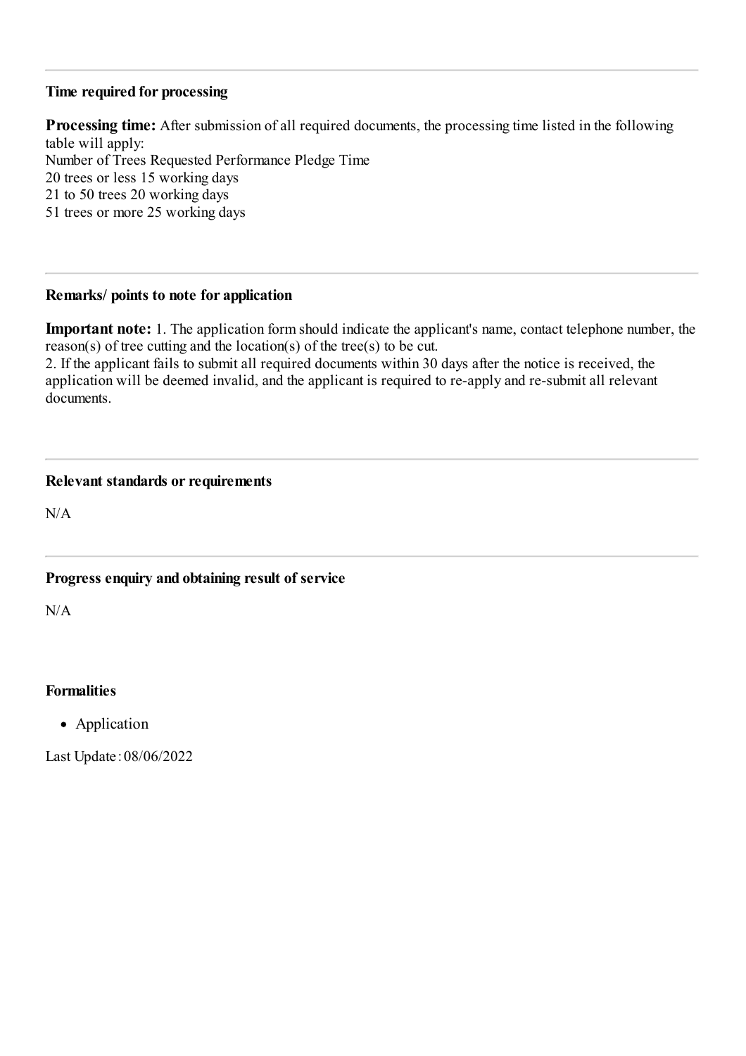---

### Time required for processing

**Processing time:** After submission of all required documents, the processing time listed in the following table will apply:

| Number of Trees Requested | Performance Pledge Time |
| --- | --- |
| 20 trees or less | 15 working days |
| 21 to 50 trees | 20 working days |
| 51 trees or more | 25 working days |

---

### Remarks/ points to note for application

**Important note:** 1. The application form should indicate the applicant's name, contact telephone number, the reason(s) of tree cutting and the location(s) of the tree(s) to be cut.
2. If the applicant fails to submit all required documents within 30 days after the notice is received, the application will be deemed invalid, and the applicant is required to re-apply and re-submit all relevant documents.

---

### Relevant standards or requirements

N/A

---

### Progress enquiry and obtaining result of service

N/A

### Formalities

- Application

Last Update : 08/06/2022